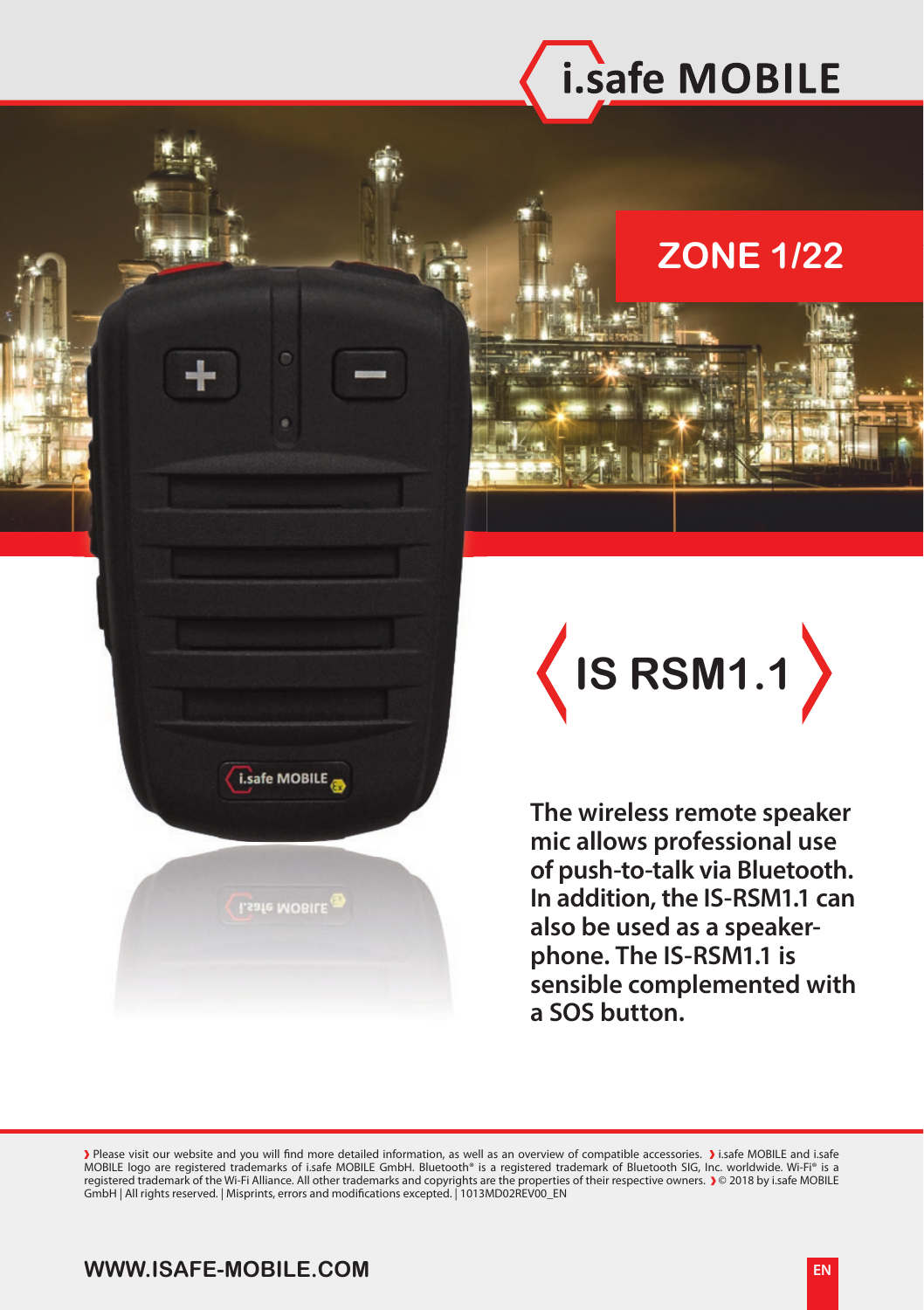# i.safe MOBILE

## ZONE 1/22

# IS RSM1.1

**The wireless remote speaker mic allows professional use of push-to-talk via Bluetooth. In addition, the IS-RSM1.1 can also be used as a speaker-phone. The IS-RSM1.1 is sensible complemented with a SOS button.**

› Please visit our website and you will find more detailed information, as well as an overview of compatible accessories. › i.safe MOBILE and i.safe MOBILE logo are registered trademarks of i.safe MOBILE GmbH. Bluetooth® is a registered trademark of Bluetooth SIG, Inc. worldwide. Wi-Fi® is a registered trademark of the Wi-Fi Alliance. All other trademarks and copyrights are the properties of their respective owners. › © 2018 by i.safe MOBILE GmbH | All rights reserved. | Misprints, errors and modifications excepted. | 1013MD02REV00_EN

**WWW.ISAFE-MOBILE.COM**

EN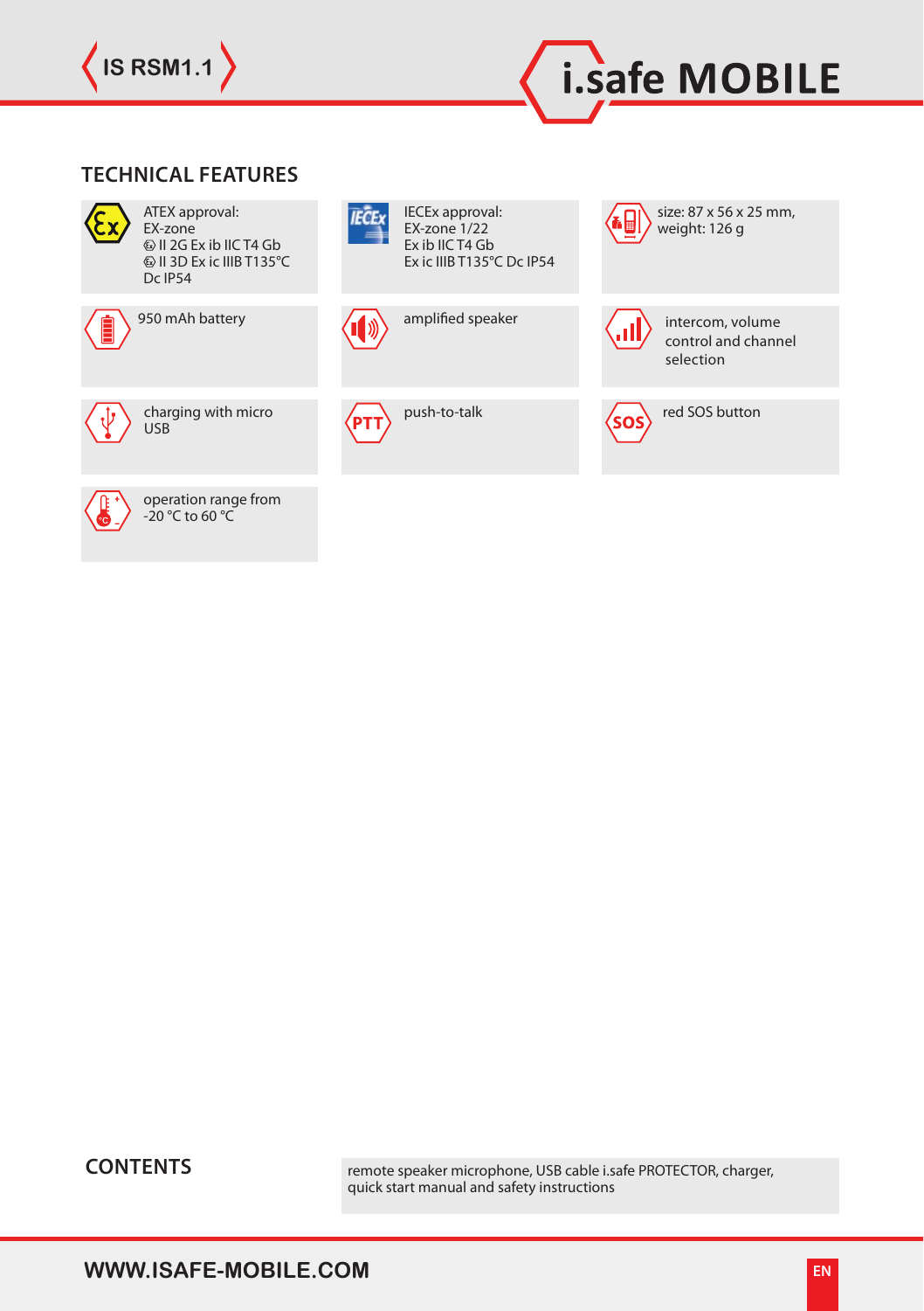## TECHNICAL FEATURES

- ATEX approval: EX-zone
  - Ⓔx II 2G Ex ib IIC T4 Gb
  - Ⓔx II 3D Ex ic IIIB T135°C Dc IP54
- IECEx approval: EX-zone 1/22
  - Ex ib IIC T4 Gb
  - Ex ic IIIB T135°C Dc IP54
- size: 87 x 56 x 25 mm, weight: 126 g
- 950 mAh battery
- amplified speaker
- intercom, volume control and channel selection
- charging with micro USB
- push-to-talk
- red SOS button
- operation range from -20 °C to 60 °C

## CONTENTS

remote speaker microphone, USB cable i.safe PROTECTOR, charger, quick start manual and safety instructions